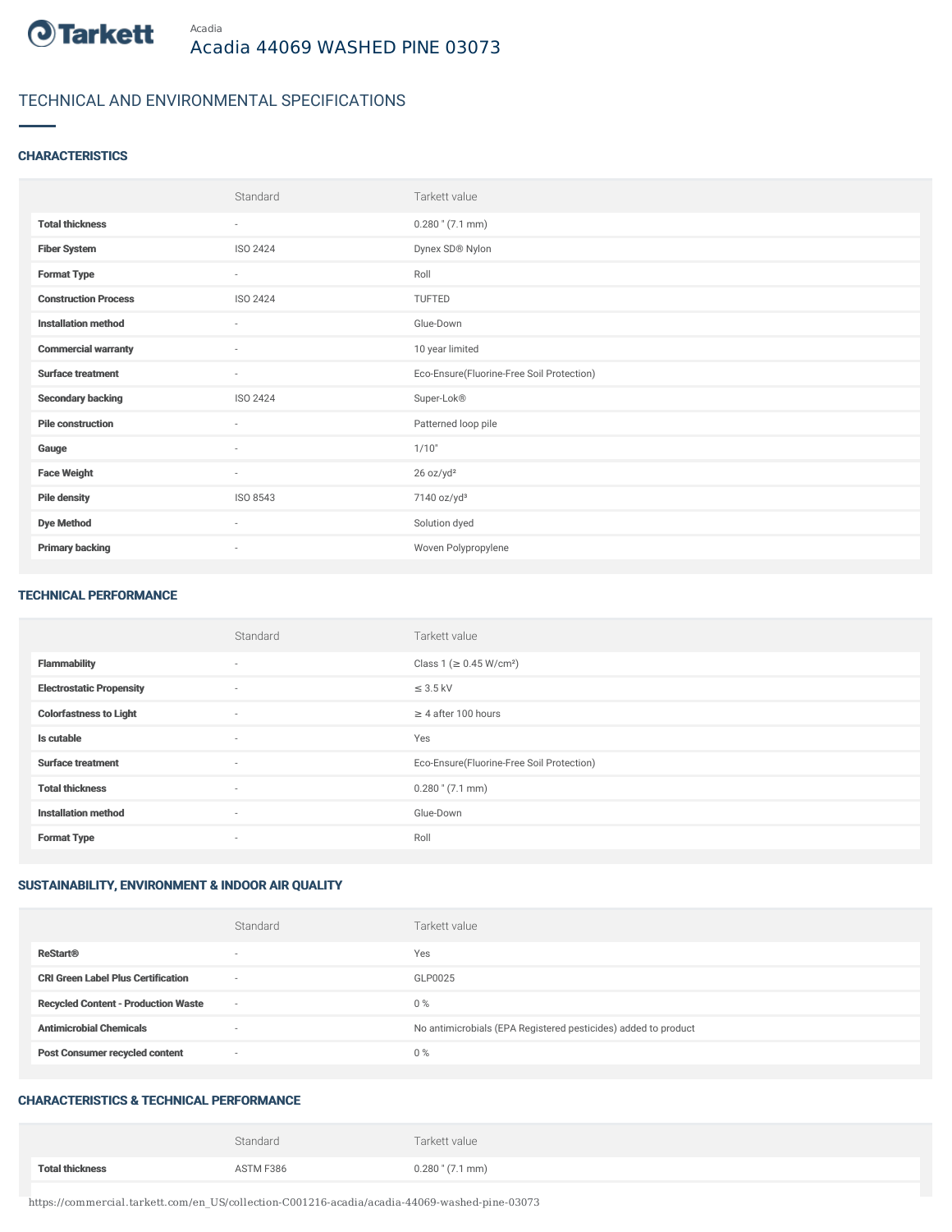Acadia

# Acadia 44069 WASHED PINE 03073

## TECHNICAL AND ENVIRONMENTAL SPECIFICATIONS

### CHARACTERISTICS

| | Standard | Tarkett value |
|---|---|---|
| **Total thickness** | - | 0.280 " (7.1 mm) |
| **Fiber System** | ISO 2424 | Dynex SD® Nylon |
| **Format Type** | - | Roll |
| **Construction Process** | ISO 2424 | TUFTED |
| **Installation method** | - | Glue-Down |
| **Commercial warranty** | - | 10 year limited |
| **Surface treatment** | - | Eco-Ensure(Fluorine-Free Soil Protection) |
| **Secondary backing** | ISO 2424 | Super-Lok® |
| **Pile construction** | - | Patterned loop pile |
| **Gauge** | - | 1/10" |
| **Face Weight** | - | 26 oz/yd² |
| **Pile density** | ISO 8543 | 7140 oz/yd³ |
| **Dye Method** | - | Solution dyed |
| **Primary backing** | - | Woven Polypropylene |

### TECHNICAL PERFORMANCE

| | Standard | Tarkett value |
|---|---|---|
| **Flammability** | - | Class 1 (≥ 0.45 W/cm²) |
| **Electrostatic Propensity** | - | ≤ 3.5 kV |
| **Colorfastness to Light** | - | ≥ 4 after 100 hours |
| **Is cutable** | - | Yes |
| **Surface treatment** | - | Eco-Ensure(Fluorine-Free Soil Protection) |
| **Total thickness** | - | 0.280 " (7.1 mm) |
| **Installation method** | - | Glue-Down |
| **Format Type** | - | Roll |

### SUSTAINABILITY, ENVIRONMENT & INDOOR AIR QUALITY

| | Standard | Tarkett value |
|---|---|---|
| **ReStart®** | - | Yes |
| **CRI Green Label Plus Certification** | - | GLP0025 |
| **Recycled Content - Production Waste** | - | 0 % |
| **Antimicrobial Chemicals** | - | No antimicrobials (EPA Registered pesticides) added to product |
| **Post Consumer recycled content** | - | 0 % |

### CHARACTERISTICS & TECHNICAL PERFORMANCE

| | Standard | Tarkett value |
|---|---|---|
| **Total thickness** | ASTM F386 | 0.280 " (7.1 mm) |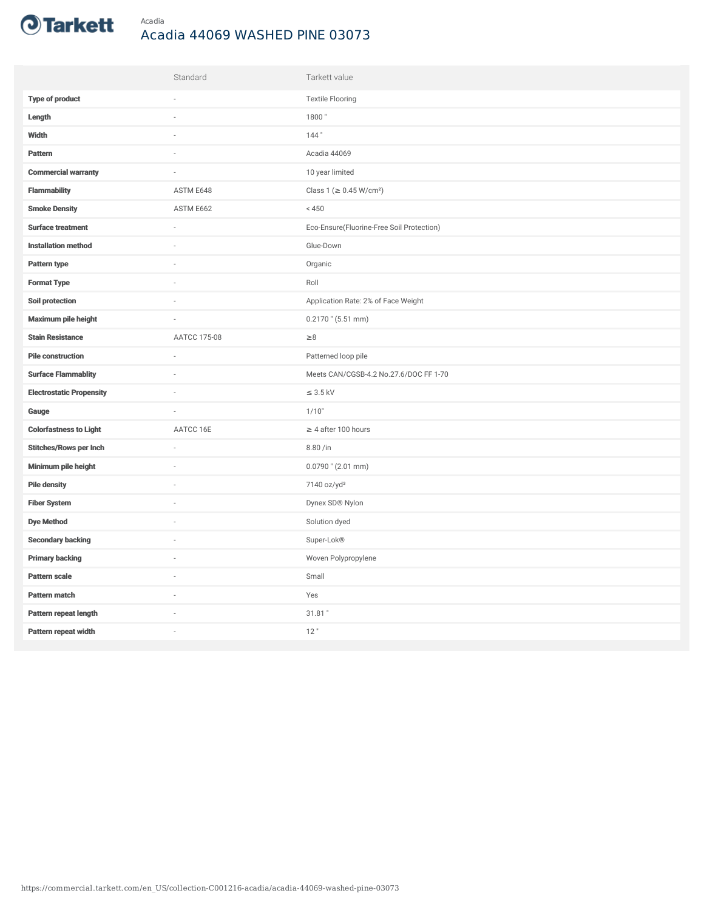Acadia

# Acadia 44069 WASHED PINE 03073

| | Standard | Tarkett value |
|---|---|---|
| **Type of product** | - | Textile Flooring |
| **Length** | - | 1800 " |
| **Width** | - | 144 " |
| **Pattern** | - | Acadia 44069 |
| **Commercial warranty** | - | 10 year limited |
| **Flammability** | ASTM E648 | Class 1 (≥ 0.45 W/cm²) |
| **Smoke Density** | ASTM E662 | < 450 |
| **Surface treatment** | - | Eco-Ensure(Fluorine-Free Soil Protection) |
| **Installation method** | - | Glue-Down |
| **Pattern type** | - | Organic |
| **Format Type** | - | Roll |
| **Soil protection** | - | Application Rate: 2% of Face Weight |
| **Maximum pile height** | - | 0.2170 " (5.51 mm) |
| **Stain Resistance** | AATCC 175-08 | ≥8 |
| **Pile construction** | - | Patterned loop pile |
| **Surface Flammablity** | - | Meets CAN/CGSB-4.2 No.27.6/DOC FF 1-70 |
| **Electrostatic Propensity** | - | ≤ 3.5 kV |
| **Gauge** | - | 1/10" |
| **Colorfastness to Light** | AATCC 16E | ≥ 4 after 100 hours |
| **Stitches/Rows per Inch** | - | 8.80 /in |
| **Minimum pile height** | - | 0.0790 " (2.01 mm) |
| **Pile density** | - | 7140 oz/yd³ |
| **Fiber System** | - | Dynex SD® Nylon |
| **Dye Method** | - | Solution dyed |
| **Secondary backing** | - | Super-Lok® |
| **Primary backing** | - | Woven Polypropylene |
| **Pattern scale** | - | Small |
| **Pattern match** | - | Yes |
| **Pattern repeat length** | - | 31.81 " |
| **Pattern repeat width** | - | 12 " |

https://commercial.tarkett.com/en_US/collection-C001216-acadia/acadia-44069-washed-pine-03073